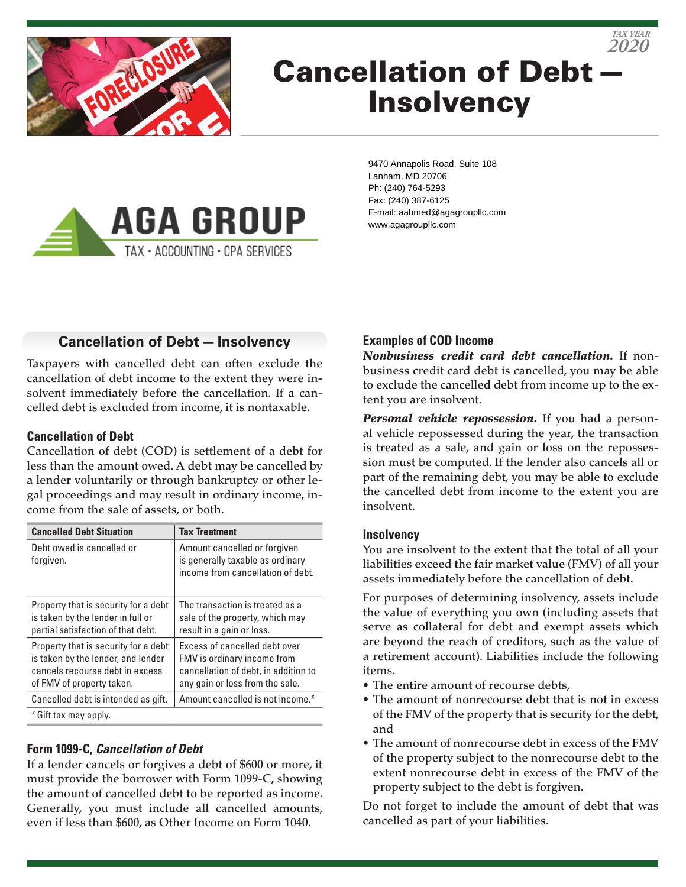TAX YEAR
2020

# Cancellation of Debt — Insolvency

AGA GROUP
TAX • ACCOUNTING • CPA SERVICES

9470 Annapolis Road, Suite 108
Lanham, MD 20706
Ph: (240) 764-5293
Fax: (240) 387-6125
E-mail: aahmed@agagroupllc.com
www.agagroupllc.com

## Cancellation of Debt — Insolvency

Taxpayers with cancelled debt can often exclude the cancellation of debt income to the extent they were insolvent immediately before the cancellation. If a cancelled debt is excluded from income, it is nontaxable.

### Cancellation of Debt

Cancellation of debt (COD) is settlement of a debt for less than the amount owed. A debt may be cancelled by a lender voluntarily or through bankruptcy or other legal proceedings and may result in ordinary income, income from the sale of assets, or both.

| Cancelled Debt Situation | Tax Treatment |
|---|---|
| Debt owed is cancelled or forgiven. | Amount cancelled or forgiven is generally taxable as ordinary income from cancellation of debt. |
| Property that is security for a debt is taken by the lender in full or partial satisfaction of that debt. | The transaction is treated as a sale of the property, which may result in a gain or loss. |
| Property that is security for a debt is taken by the lender, and lender cancels recourse debt in excess of FMV of property taken. | Excess of cancelled debt over FMV is ordinary income from cancellation of debt, in addition to any gain or loss from the sale. |
| Cancelled debt is intended as gift. | Amount cancelled is not income.* |

*Gift tax may apply.

### Form 1099-C, *Cancellation of Debt*

If a lender cancels or forgives a debt of $600 or more, it must provide the borrower with Form 1099-C, showing the amount of cancelled debt to be reported as income. Generally, you must include all cancelled amounts, even if less than $600, as Other Income on Form 1040.

### Examples of COD Income

***Nonbusiness credit card debt cancellation.*** If nonbusiness credit card debt is cancelled, you may be able to exclude the cancelled debt from income up to the extent you are insolvent.

***Personal vehicle repossession.*** If you had a personal vehicle repossessed during the year, the transaction is treated as a sale, and gain or loss on the repossession must be computed. If the lender also cancels all or part of the remaining debt, you may be able to exclude the cancelled debt from income to the extent you are insolvent.

### Insolvency

You are insolvent to the extent that the total of all your liabilities exceed the fair market value (FMV) of all your assets immediately before the cancellation of debt.

For purposes of determining insolvency, assets include the value of everything you own (including assets that serve as collateral for debt and exempt assets which are beyond the reach of creditors, such as the value of a retirement account). Liabilities include the following items.

- The entire amount of recourse debts,
- The amount of nonrecourse debt that is not in excess of the FMV of the property that is security for the debt, and
- The amount of nonrecourse debt in excess of the FMV of the property subject to the nonrecourse debt to the extent nonrecourse debt in excess of the FMV of the property subject to the debt is forgiven.

Do not forget to include the amount of debt that was cancelled as part of your liabilities.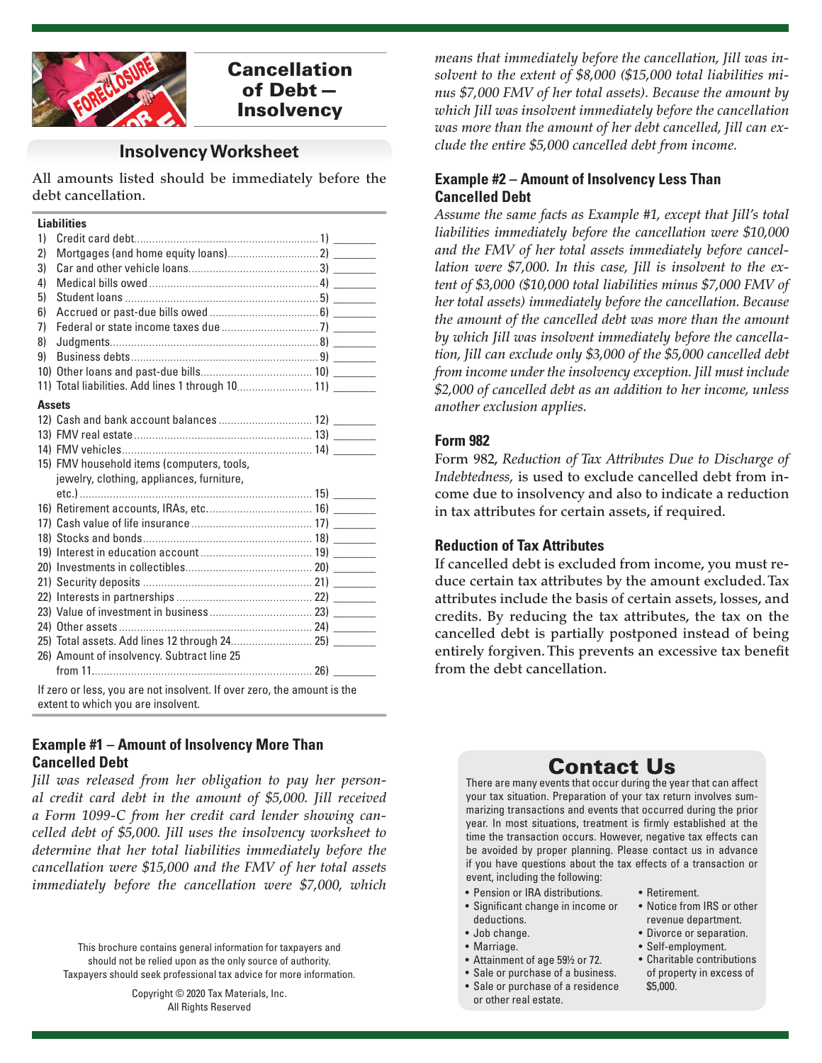## Cancellation of Debt — Insolvency

### Insolvency Worksheet

All amounts listed should be immediately before the debt cancellation.

**Liabilities**

1) Credit card debt............................................................ 1) _______
2) Mortgages (and home equity loans)............................. 2) _______
3) Car and other vehicle loans.......................................... 3) _______
4) Medical bills owed........................................................ 4) _______
5) Student loans ................................................................ 5) _______
6) Accrued or past-due bills owed .................................... 6) _______
7) Federal or state income taxes due ................................ 7) _______
8) Judgments..................................................................... 8) _______
9) Business debts.............................................................. 9) _______
10) Other loans and past-due bills..................................... 10) _______
11) Total liabilities. Add lines 1 through 10........................ 11) _______

**Assets**

12) Cash and bank account balances ............................... 12) _______
13) FMV real estate ........................................................... 13) _______
14) FMV vehicles............................................................... 14) _______
15) FMV household items (computers, tools, jewelry, clothing, appliances, furniture, etc.) ............................................................................ 15) _______
16) Retirement accounts, IRAs, etc................................... 16) _______
17) Cash value of life insurance ........................................ 17) _______
18) Stocks and bonds........................................................ 18) _______
19) Interest in education account ..................................... 19) _______
20) Investments in collectibles.......................................... 20) _______
21) Security deposits ........................................................ 21) _______
22) Interests in partnerships ............................................. 22) _______
23) Value of investment in business.................................. 23) _______
24) Other assets ................................................................ 24) _______
25) Total assets. Add lines 12 through 24........................... 25) _______
26) Amount of insolvency. Subtract line 25 from 11......................................................................... 26) _______

If zero or less, you are not insolvent. If over zero, the amount is the extent to which you are insolvent.

### Example #1 – Amount of Insolvency More Than Cancelled Debt

*Jill was released from her obligation to pay her personal credit card debt in the amount of $5,000. Jill received a Form 1099-C from her credit card lender showing cancelled debt of $5,000. Jill uses the insolvency worksheet to determine that her total liabilities immediately before the cancellation were $15,000 and the FMV of her total assets immediately before the cancellation were $7,000, which means that immediately before the cancellation, Jill was insolvent to the extent of $8,000 ($15,000 total liabilities minus $7,000 FMV of her total assets). Because the amount by which Jill was insolvent immediately before the cancellation was more than the amount of her debt cancelled, Jill can exclude the entire $5,000 cancelled debt from income.*

### Example #2 – Amount of Insolvency Less Than Cancelled Debt

*Assume the same facts as Example #1, except that Jill's total liabilities immediately before the cancellation were $10,000 and the FMV of her total assets immediately before cancellation were $7,000. In this case, Jill is insolvent to the extent of $3,000 ($10,000 total liabilities minus $7,000 FMV of her total assets) immediately before the cancellation. Because the amount of the cancelled debt was more than the amount by which Jill was insolvent immediately before the cancellation, Jill can exclude only $3,000 of the $5,000 cancelled debt from income under the insolvency exception. Jill must include $2,000 of cancelled debt as an addition to her income, unless another exclusion applies.*

### Form 982

Form 982, *Reduction of Tax Attributes Due to Discharge of Indebtedness,* is used to exclude cancelled debt from income due to insolvency and also to indicate a reduction in tax attributes for certain assets, if required.

### Reduction of Tax Attributes

If cancelled debt is excluded from income, you must reduce certain tax attributes by the amount excluded. Tax attributes include the basis of certain assets, losses, and credits. By reducing the tax attributes, the tax on the cancelled debt is partially postponed instead of being entirely forgiven. This prevents an excessive tax benefit from the debt cancellation.

## Contact Us

There are many events that occur during the year that can affect your tax situation. Preparation of your tax return involves summarizing transactions and events that occurred during the prior year. In most situations, treatment is firmly established at the time the transaction occurs. However, negative tax effects can be avoided by proper planning. Please contact us in advance if you have questions about the tax effects of a transaction or event, including the following:

- Pension or IRA distributions.
- Significant change in income or deductions.
- Job change.
- Marriage.
- Attainment of age 59½ or 72.
- Sale or purchase of a business.
- Sale or purchase of a residence or other real estate.
- Retirement.
- Notice from IRS or other revenue department.
- Divorce or separation.
- Self-employment.
- Charitable contributions of property in excess of $5,000.

This brochure contains general information for taxpayers and should not be relied upon as the only source of authority. Taxpayers should seek professional tax advice for more information.

Copyright © 2020 Tax Materials, Inc.
All Rights Reserved